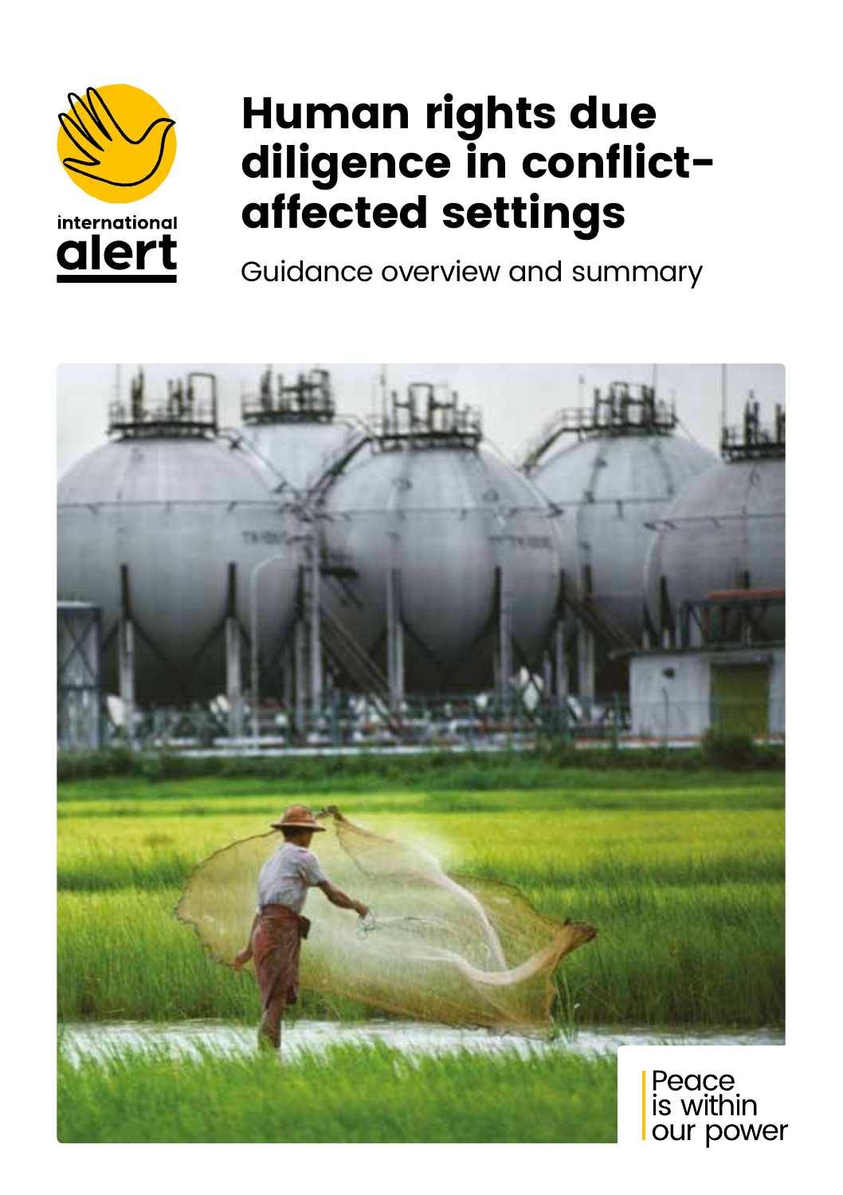international alert

# Human rights due diligence in conflict-affected settings

Guidance overview and summary

Peace is within our power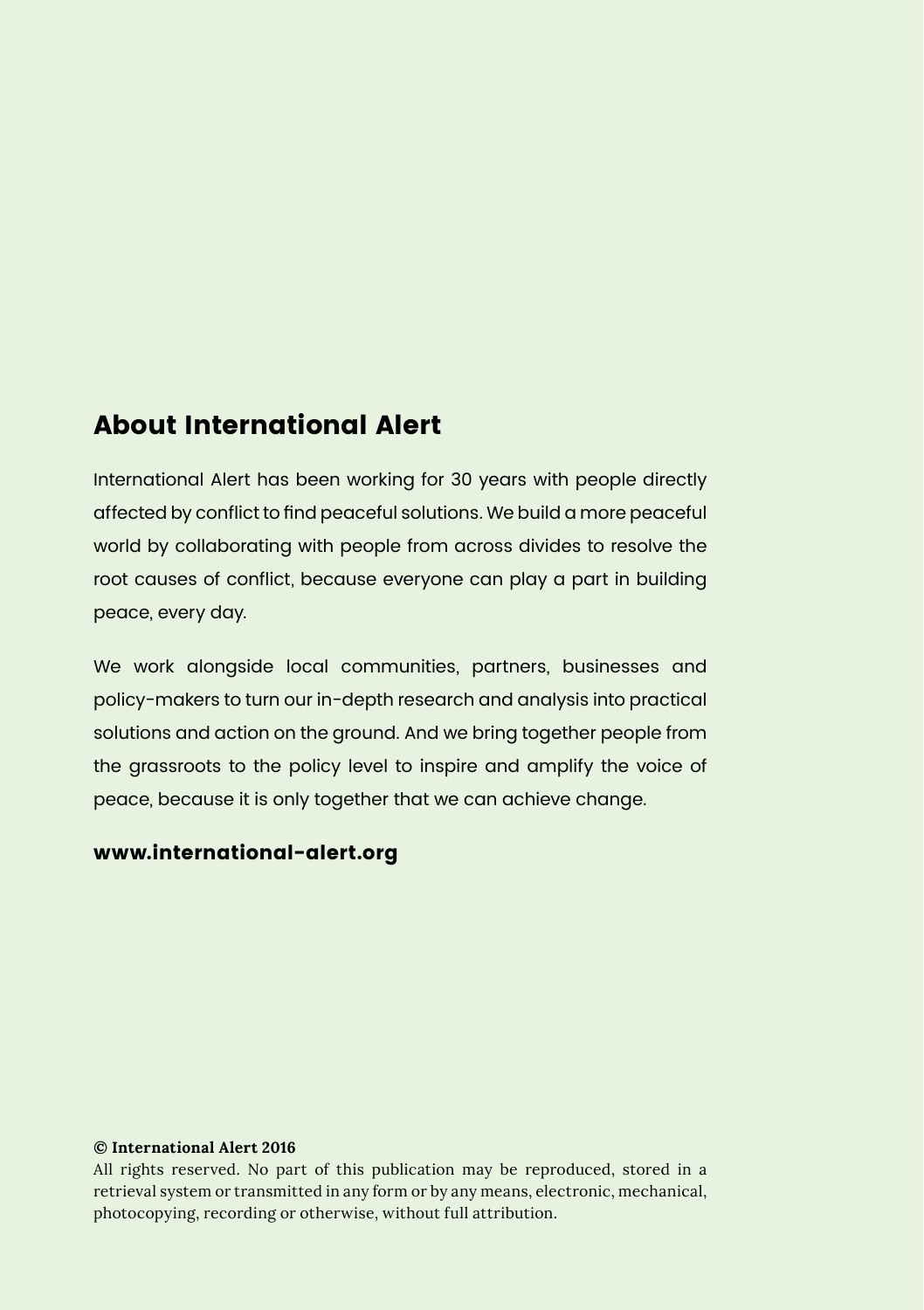## About International Alert

International Alert has been working for 30 years with people directly affected by conflict to find peaceful solutions. We build a more peaceful world by collaborating with people from across divides to resolve the root causes of conflict, because everyone can play a part in building peace, every day.

We work alongside local communities, partners, businesses and policy-makers to turn our in-depth research and analysis into practical solutions and action on the ground. And we bring together people from the grassroots to the policy level to inspire and amplify the voice of peace, because it is only together that we can achieve change.

**www.international-alert.org**

**© International Alert 2016**
All rights reserved. No part of this publication may be reproduced, stored in a retrieval system or transmitted in any form or by any means, electronic, mechanical, photocopying, recording or otherwise, without full attribution.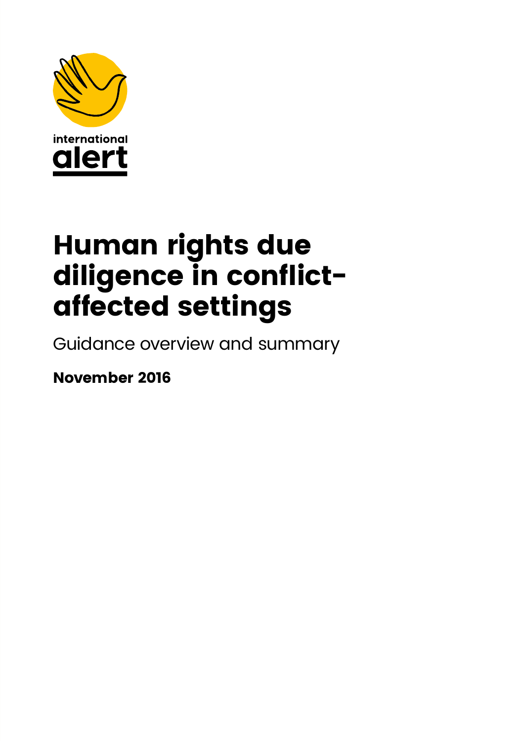international alert

# Human rights due diligence in conflict-affected settings

Guidance overview and summary

**November 2016**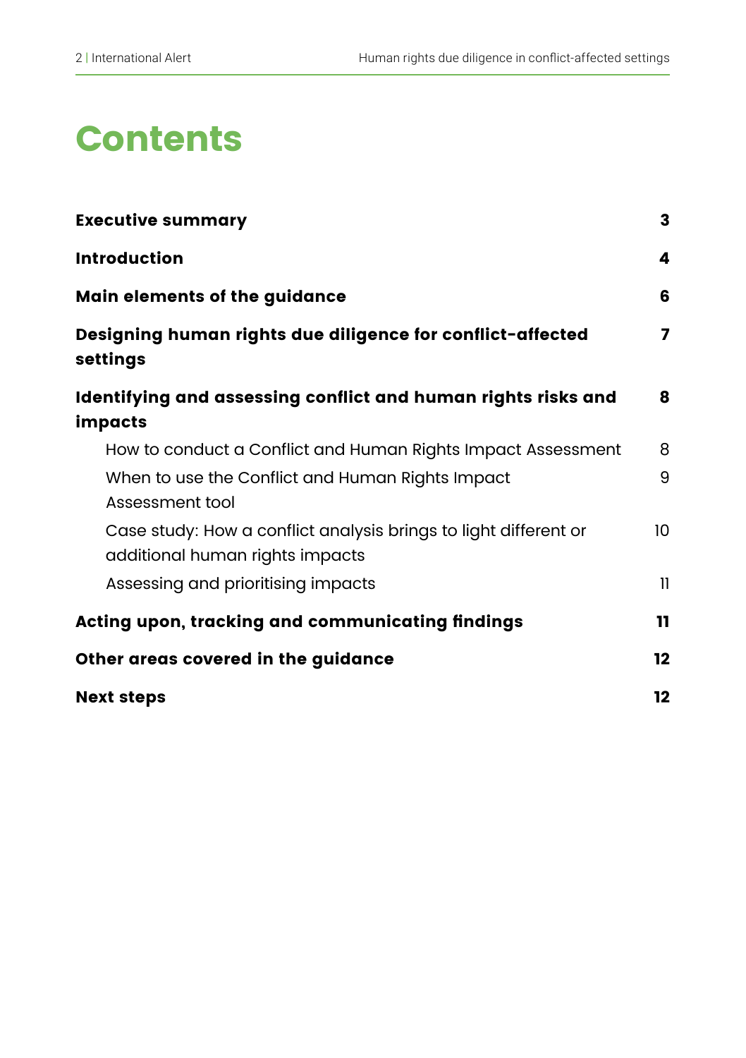# Contents

| | |
|---|---|
| **Executive summary** | **3** |
| **Introduction** | **4** |
| **Main elements of the guidance** | **6** |
| **Designing human rights due diligence for conflict-affected settings** | **7** |
| **Identifying and assessing conflict and human rights risks and impacts** | **8** |
| How to conduct a Conflict and Human Rights Impact Assessment | 8 |
| When to use the Conflict and Human Rights Impact Assessment tool | 9 |
| Case study: How a conflict analysis brings to light different or additional human rights impacts | 10 |
| Assessing and prioritising impacts | 11 |
| **Acting upon, tracking and communicating findings** | **11** |
| **Other areas covered in the guidance** | **12** |
| **Next steps** | **12** |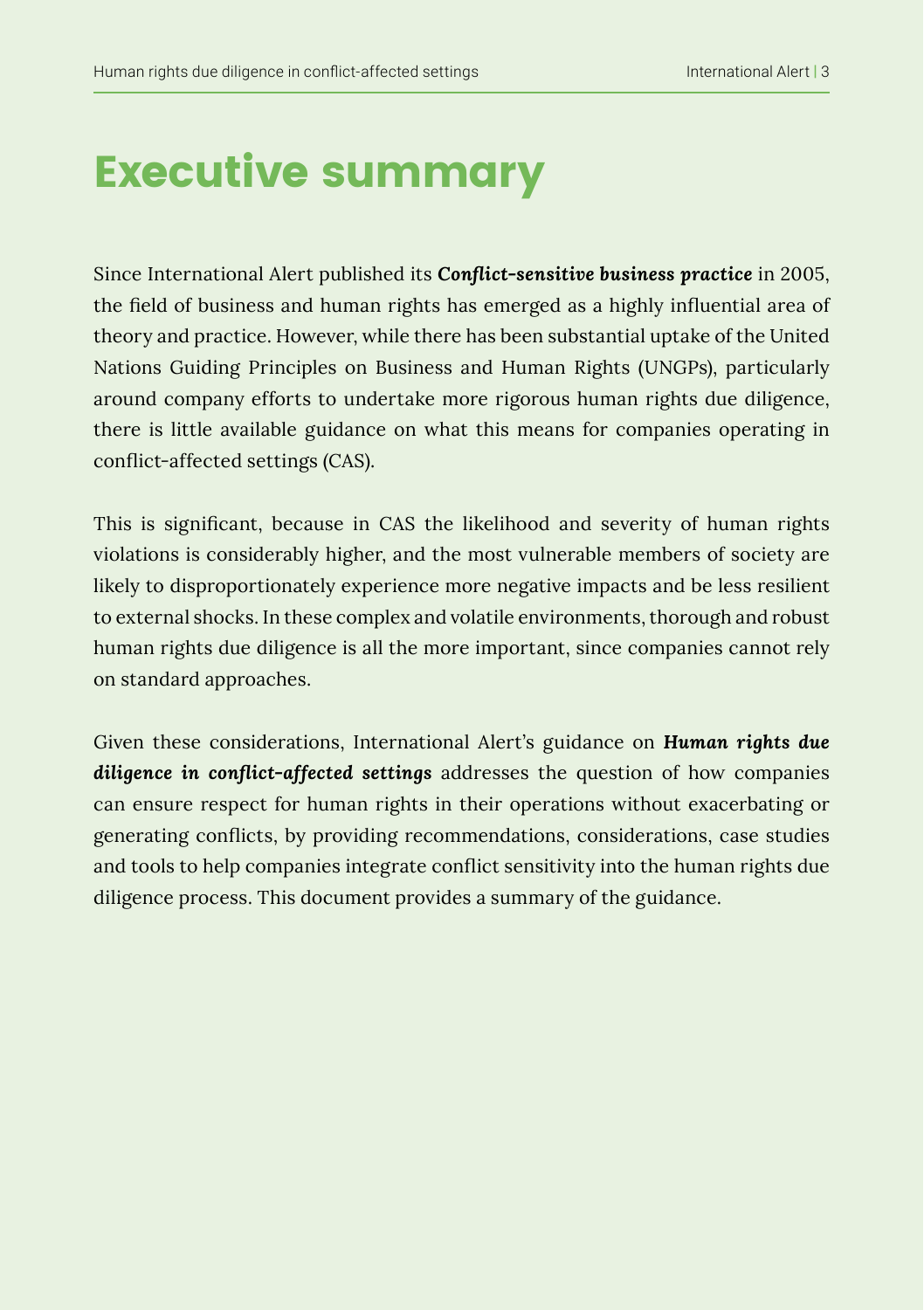# Executive summary

Since International Alert published its ***Conflict-sensitive business practice*** in 2005, the field of business and human rights has emerged as a highly influential area of theory and practice. However, while there has been substantial uptake of the United Nations Guiding Principles on Business and Human Rights (UNGPs), particularly around company efforts to undertake more rigorous human rights due diligence, there is little available guidance on what this means for companies operating in conflict-affected settings (CAS).

This is significant, because in CAS the likelihood and severity of human rights violations is considerably higher, and the most vulnerable members of society are likely to disproportionately experience more negative impacts and be less resilient to external shocks. In these complex and volatile environments, thorough and robust human rights due diligence is all the more important, since companies cannot rely on standard approaches.

Given these considerations, International Alert's guidance on ***Human rights due diligence in conflict-affected settings*** addresses the question of how companies can ensure respect for human rights in their operations without exacerbating or generating conflicts, by providing recommendations, considerations, case studies and tools to help companies integrate conflict sensitivity into the human rights due diligence process. This document provides a summary of the guidance.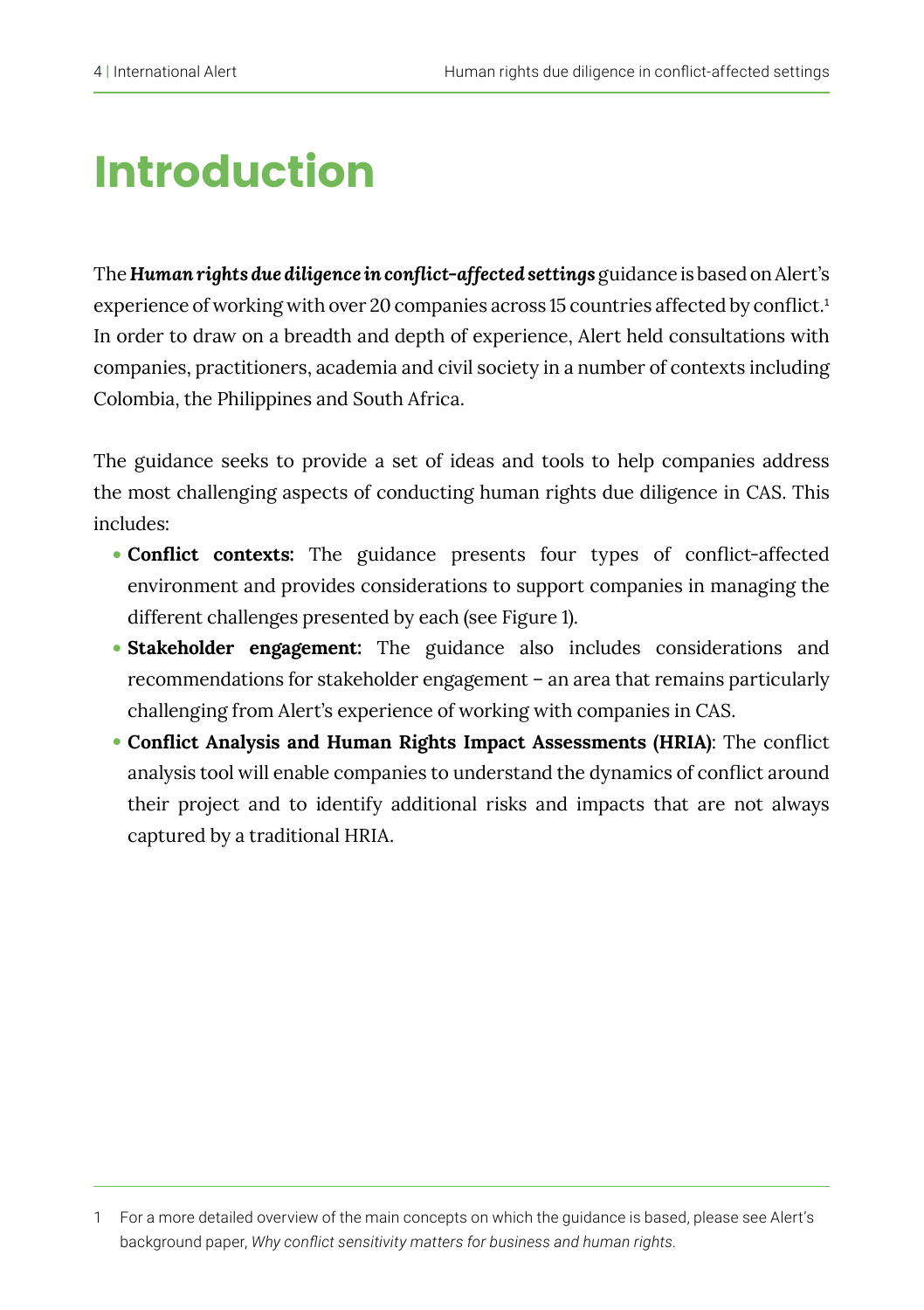# Introduction

The ***Human rights due diligence in conflict-affected settings*** guidance is based on Alert's experience of working with over 20 companies across 15 countries affected by conflict.[1] In order to draw on a breadth and depth of experience, Alert held consultations with companies, practitioners, academia and civil society in a number of contexts including Colombia, the Philippines and South Africa.

The guidance seeks to provide a set of ideas and tools to help companies address the most challenging aspects of conducting human rights due diligence in CAS. This includes:

- **Conflict contexts:** The guidance presents four types of conflict-affected environment and provides considerations to support companies in managing the different challenges presented by each (see Figure 1).
- **Stakeholder engagement:** The guidance also includes considerations and recommendations for stakeholder engagement – an area that remains particularly challenging from Alert's experience of working with companies in CAS.
- **Conflict Analysis and Human Rights Impact Assessments (HRIA)**: The conflict analysis tool will enable companies to understand the dynamics of conflict around their project and to identify additional risks and impacts that are not always captured by a traditional HRIA.

---

1 For a more detailed overview of the main concepts on which the guidance is based, please see Alert's background paper, *Why conflict sensitivity matters for business and human rights.*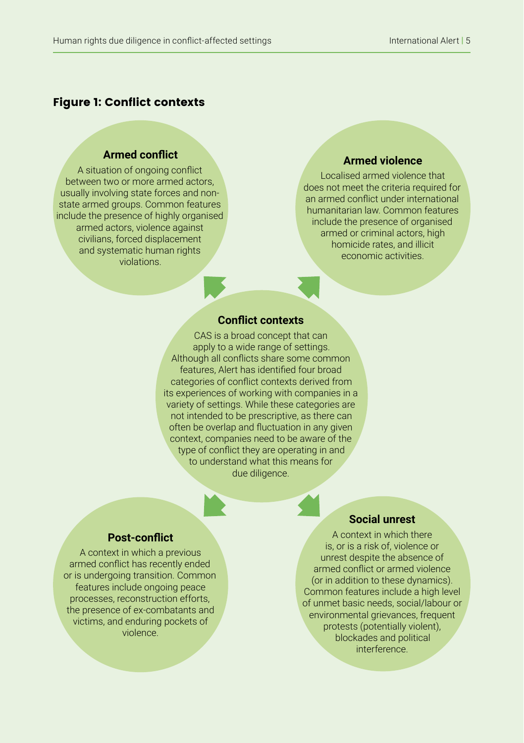**Figure 1: Conflict contexts**

**Conflict contexts**

CAS is a broad concept that can apply to a wide range of settings. Although all conflicts share some common features, Alert has identified four broad categories of conflict contexts derived from its experiences of working with companies in a variety of settings. While these categories are not intended to be prescriptive, as there can often be overlap and fluctuation in any given context, companies need to be aware of the type of conflict they are operating in and to understand what this means for due diligence.

**Armed conflict**

A situation of ongoing conflict between two or more armed actors, usually involving state forces and non-state armed groups. Common features include the presence of highly organised armed actors, violence against civilians, forced displacement and systematic human rights violations.

**Armed violence**

Localised armed violence that does not meet the criteria required for an armed conflict under international humanitarian law. Common features include the presence of organised armed or criminal actors, high homicide rates, and illicit economic activities.

**Post-conflict**

A context in which a previous armed conflict has recently ended or is undergoing transition. Common features include ongoing peace processes, reconstruction efforts, the presence of ex-combatants and victims, and enduring pockets of violence.

**Social unrest**

A context in which there is, or is a risk of, violence or unrest despite the absence of armed conflict or armed violence (or in addition to these dynamics). Common features include a high level of unmet basic needs, social/labour or environmental grievances, frequent protests (potentially violent), blockades and political interference.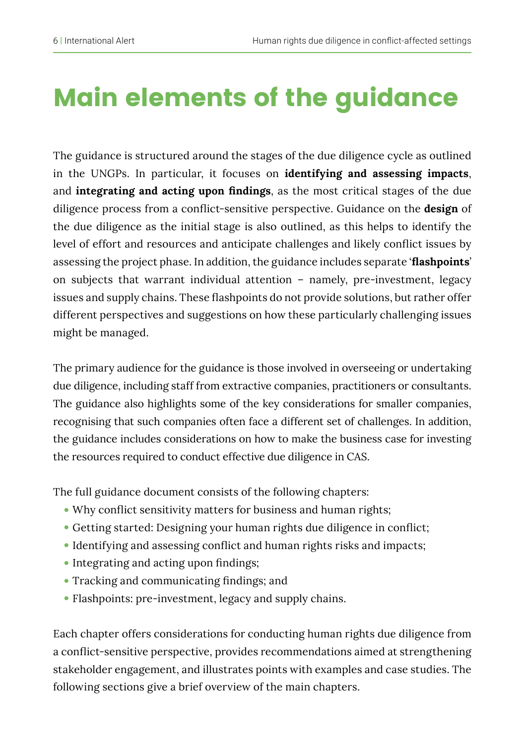# Main elements of the guidance

The guidance is structured around the stages of the due diligence cycle as outlined in the UNGPs. In particular, it focuses on **identifying and assessing impacts**, and **integrating and acting upon findings**, as the most critical stages of the due diligence process from a conflict-sensitive perspective. Guidance on the **design** of the due diligence as the initial stage is also outlined, as this helps to identify the level of effort and resources and anticipate challenges and likely conflict issues by assessing the project phase. In addition, the guidance includes separate '**flashpoints**' on subjects that warrant individual attention – namely, pre-investment, legacy issues and supply chains. These flashpoints do not provide solutions, but rather offer different perspectives and suggestions on how these particularly challenging issues might be managed.

The primary audience for the guidance is those involved in overseeing or undertaking due diligence, including staff from extractive companies, practitioners or consultants. The guidance also highlights some of the key considerations for smaller companies, recognising that such companies often face a different set of challenges. In addition, the guidance includes considerations on how to make the business case for investing the resources required to conduct effective due diligence in CAS.

The full guidance document consists of the following chapters:

- Why conflict sensitivity matters for business and human rights;
- Getting started: Designing your human rights due diligence in conflict;
- Identifying and assessing conflict and human rights risks and impacts;
- Integrating and acting upon findings;
- Tracking and communicating findings; and
- Flashpoints: pre-investment, legacy and supply chains.

Each chapter offers considerations for conducting human rights due diligence from a conflict-sensitive perspective, provides recommendations aimed at strengthening stakeholder engagement, and illustrates points with examples and case studies. The following sections give a brief overview of the main chapters.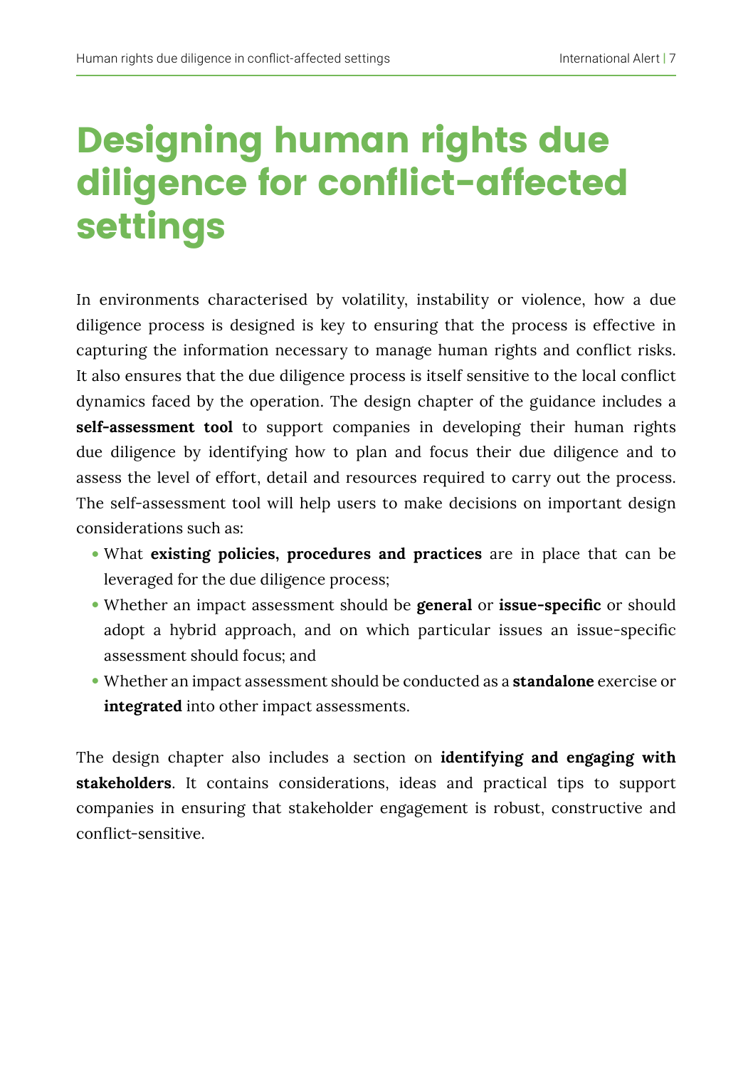# Designing human rights due diligence for conflict-affected settings

In environments characterised by volatility, instability or violence, how a due diligence process is designed is key to ensuring that the process is effective in capturing the information necessary to manage human rights and conflict risks. It also ensures that the due diligence process is itself sensitive to the local conflict dynamics faced by the operation. The design chapter of the guidance includes a **self-assessment tool** to support companies in developing their human rights due diligence by identifying how to plan and focus their due diligence and to assess the level of effort, detail and resources required to carry out the process. The self-assessment tool will help users to make decisions on important design considerations such as:

- What **existing policies, procedures and practices** are in place that can be leveraged for the due diligence process;
- Whether an impact assessment should be **general** or **issue-specific** or should adopt a hybrid approach, and on which particular issues an issue-specific assessment should focus; and
- Whether an impact assessment should be conducted as a **standalone** exercise or **integrated** into other impact assessments.

The design chapter also includes a section on **identifying and engaging with stakeholders**. It contains considerations, ideas and practical tips to support companies in ensuring that stakeholder engagement is robust, constructive and conflict-sensitive.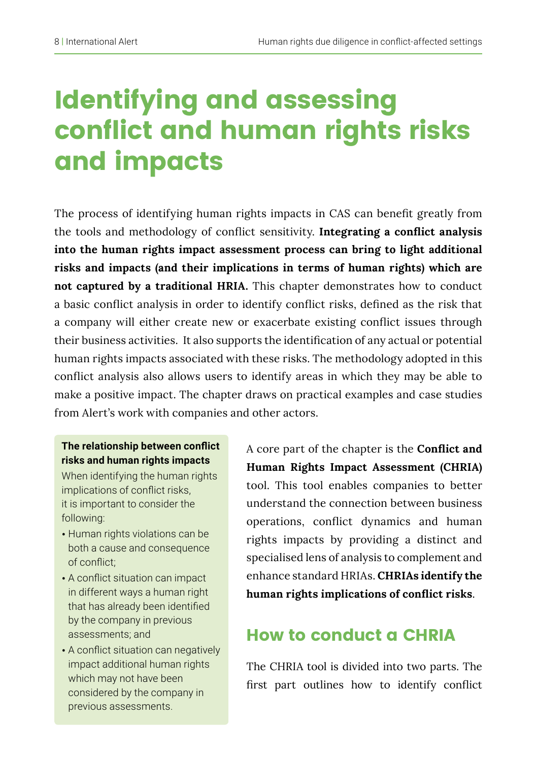# Identifying and assessing conflict and human rights risks and impacts

The process of identifying human rights impacts in CAS can benefit greatly from the tools and methodology of conflict sensitivity. **Integrating a conflict analysis into the human rights impact assessment process can bring to light additional risks and impacts (and their implications in terms of human rights) which are not captured by a traditional HRIA.** This chapter demonstrates how to conduct a basic conflict analysis in order to identify conflict risks, defined as the risk that a company will either create new or exacerbate existing conflict issues through their business activities. It also supports the identification of any actual or potential human rights impacts associated with these risks. The methodology adopted in this conflict analysis also allows users to identify areas in which they may be able to make a positive impact. The chapter draws on practical examples and case studies from Alert's work with companies and other actors.

**The relationship between conflict risks and human rights impacts**

When identifying the human rights implications of conflict risks, it is important to consider the following:

- Human rights violations can be both a cause and consequence of conflict;
- A conflict situation can impact in different ways a human right that has already been identified by the company in previous assessments; and
- A conflict situation can negatively impact additional human rights which may not have been considered by the company in previous assessments.

A core part of the chapter is the **Conflict and Human Rights Impact Assessment (CHRIA)** tool. This tool enables companies to better understand the connection between business operations, conflict dynamics and human rights impacts by providing a distinct and specialised lens of analysis to complement and enhance standard HRIAs. **CHRIAs identify the human rights implications of conflict risks**.

## How to conduct a CHRIA

The CHRIA tool is divided into two parts. The first part outlines how to identify conflict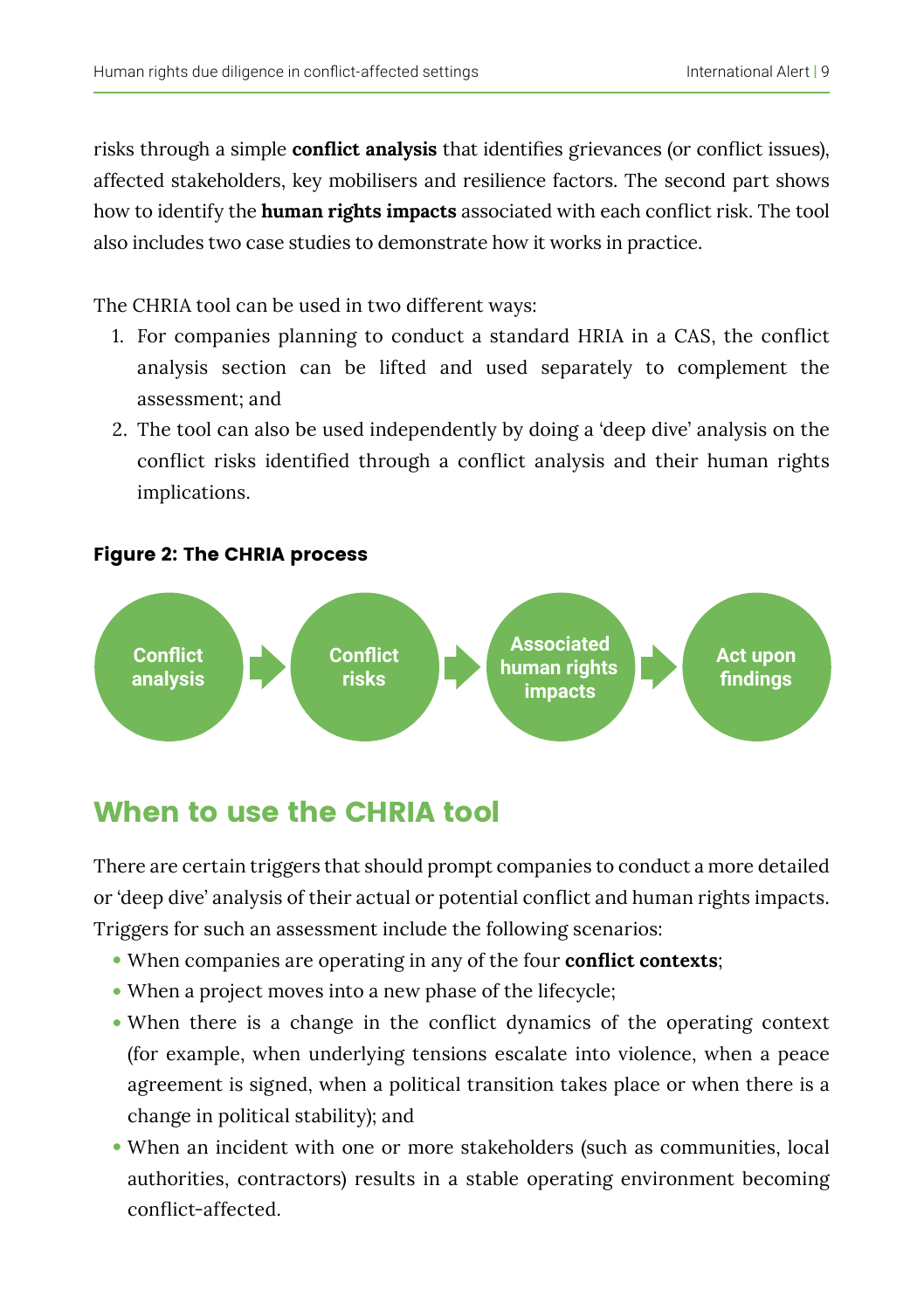risks through a simple **conflict analysis** that identifies grievances (or conflict issues), affected stakeholders, key mobilisers and resilience factors. The second part shows how to identify the **human rights impacts** associated with each conflict risk. The tool also includes two case studies to demonstrate how it works in practice.

The CHRIA tool can be used in two different ways:

1. For companies planning to conduct a standard HRIA in a CAS, the conflict analysis section can be lifted and used separately to complement the assessment; and
2. The tool can also be used independently by doing a 'deep dive' analysis on the conflict risks identified through a conflict analysis and their human rights implications.

**Figure 2: The CHRIA process**

Conflict analysis → Conflict risks → Associated human rights impacts → Act upon findings

## When to use the CHRIA tool

There are certain triggers that should prompt companies to conduct a more detailed or 'deep dive' analysis of their actual or potential conflict and human rights impacts. Triggers for such an assessment include the following scenarios:

- When companies are operating in any of the four **conflict contexts**;
- When a project moves into a new phase of the lifecycle;
- When there is a change in the conflict dynamics of the operating context (for example, when underlying tensions escalate into violence, when a peace agreement is signed, when a political transition takes place or when there is a change in political stability); and
- When an incident with one or more stakeholders (such as communities, local authorities, contractors) results in a stable operating environment becoming conflict-affected.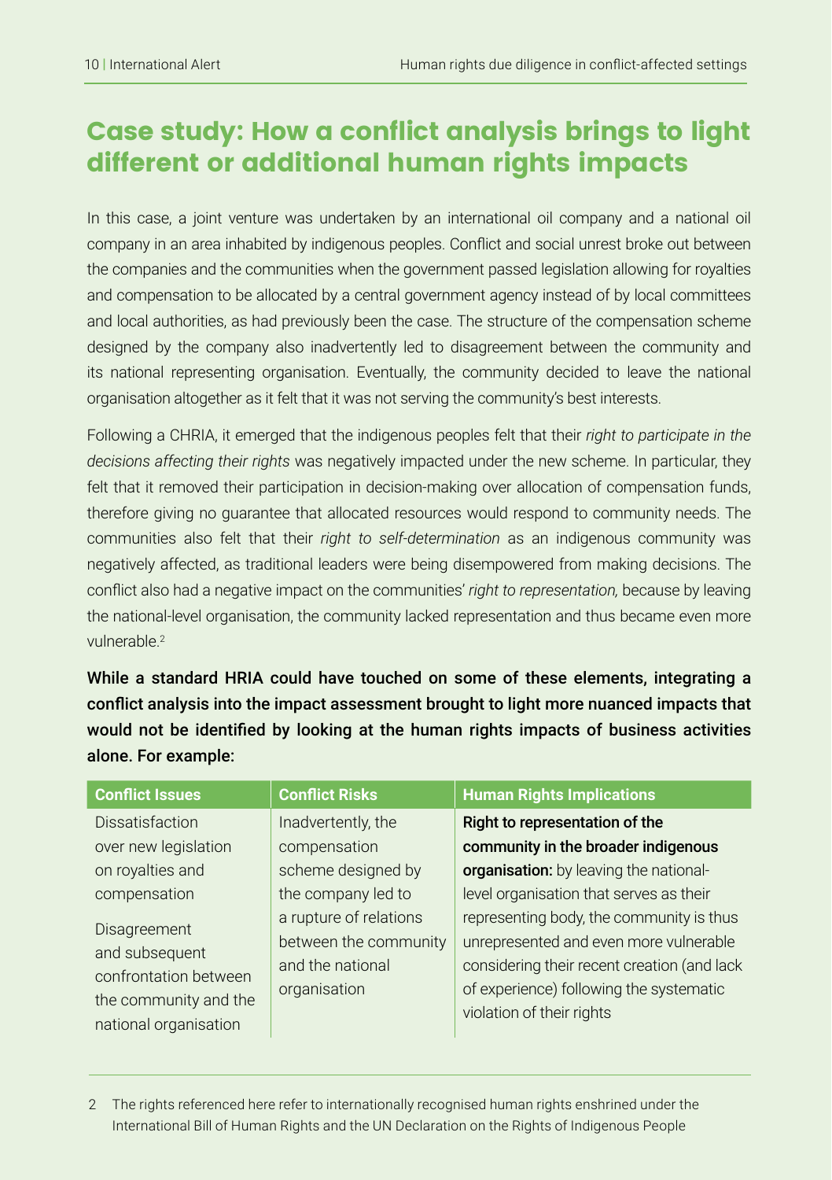## Case study: How a conflict analysis brings to light different or additional human rights impacts

In this case, a joint venture was undertaken by an international oil company and a national oil company in an area inhabited by indigenous peoples. Conflict and social unrest broke out between the companies and the communities when the government passed legislation allowing for royalties and compensation to be allocated by a central government agency instead of by local committees and local authorities, as had previously been the case. The structure of the compensation scheme designed by the company also inadvertently led to disagreement between the community and its national representing organisation. Eventually, the community decided to leave the national organisation altogether as it felt that it was not serving the community's best interests.

Following a CHRIA, it emerged that the indigenous peoples felt that their *right to participate in the decisions affecting their rights* was negatively impacted under the new scheme. In particular, they felt that it removed their participation in decision-making over allocation of compensation funds, therefore giving no guarantee that allocated resources would respond to community needs. The communities also felt that their *right to self-determination* as an indigenous community was negatively affected, as traditional leaders were being disempowered from making decisions. The conflict also had a negative impact on the communities' *right to representation,* because by leaving the national-level organisation, the community lacked representation and thus became even more vulnerable.[2]

**While a standard HRIA could have touched on some of these elements, integrating a conflict analysis into the impact assessment brought to light more nuanced impacts that would not be identified by looking at the human rights impacts of business activities alone. For example:**

| Conflict Issues | Conflict Risks | Human Rights Implications |
|---|---|---|
| Dissatisfaction over new legislation on royalties and compensation<br><br>Disagreement and subsequent confrontation between the community and the national organisation | Inadvertently, the compensation scheme designed by the company led to a rupture of relations between the community and the national organisation | **Right to representation of the community in the broader indigenous organisation:** by leaving the national-level organisation that serves as their representing body, the community is thus unrepresented and even more vulnerable considering their recent creation (and lack of experience) following the systematic violation of their rights |

2 The rights referenced here refer to internationally recognised human rights enshrined under the International Bill of Human Rights and the UN Declaration on the Rights of Indigenous People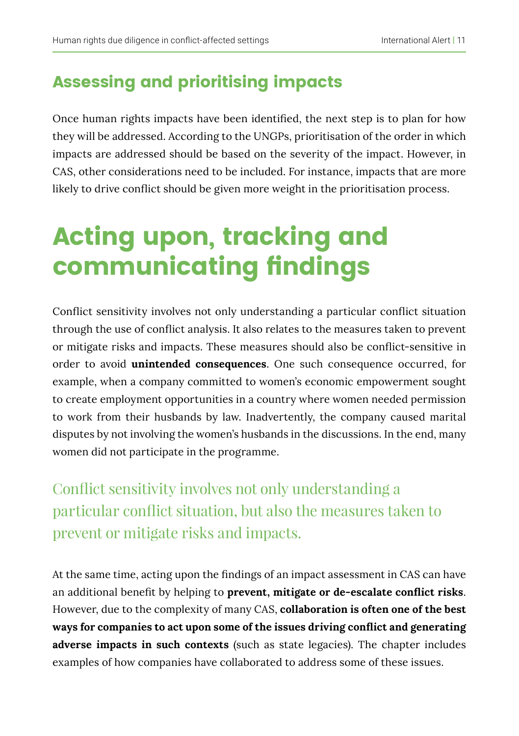## Assessing and prioritising impacts

Once human rights impacts have been identified, the next step is to plan for how they will be addressed. According to the UNGPs, prioritisation of the order in which impacts are addressed should be based on the severity of the impact. However, in CAS, other considerations need to be included. For instance, impacts that are more likely to drive conflict should be given more weight in the prioritisation process.

# Acting upon, tracking and communicating findings

Conflict sensitivity involves not only understanding a particular conflict situation through the use of conflict analysis. It also relates to the measures taken to prevent or mitigate risks and impacts. These measures should also be conflict-sensitive in order to avoid **unintended consequences**. One such consequence occurred, for example, when a company committed to women's economic empowerment sought to create employment opportunities in a country where women needed permission to work from their husbands by law. Inadvertently, the company caused marital disputes by not involving the women's husbands in the discussions. In the end, many women did not participate in the programme.

> Conflict sensitivity involves not only understanding a particular conflict situation, but also the measures taken to prevent or mitigate risks and impacts.

At the same time, acting upon the findings of an impact assessment in CAS can have an additional benefit by helping to **prevent, mitigate or de-escalate conflict risks**. However, due to the complexity of many CAS, **collaboration is often one of the best ways for companies to act upon some of the issues driving conflict and generating adverse impacts in such contexts** (such as state legacies). The chapter includes examples of how companies have collaborated to address some of these issues.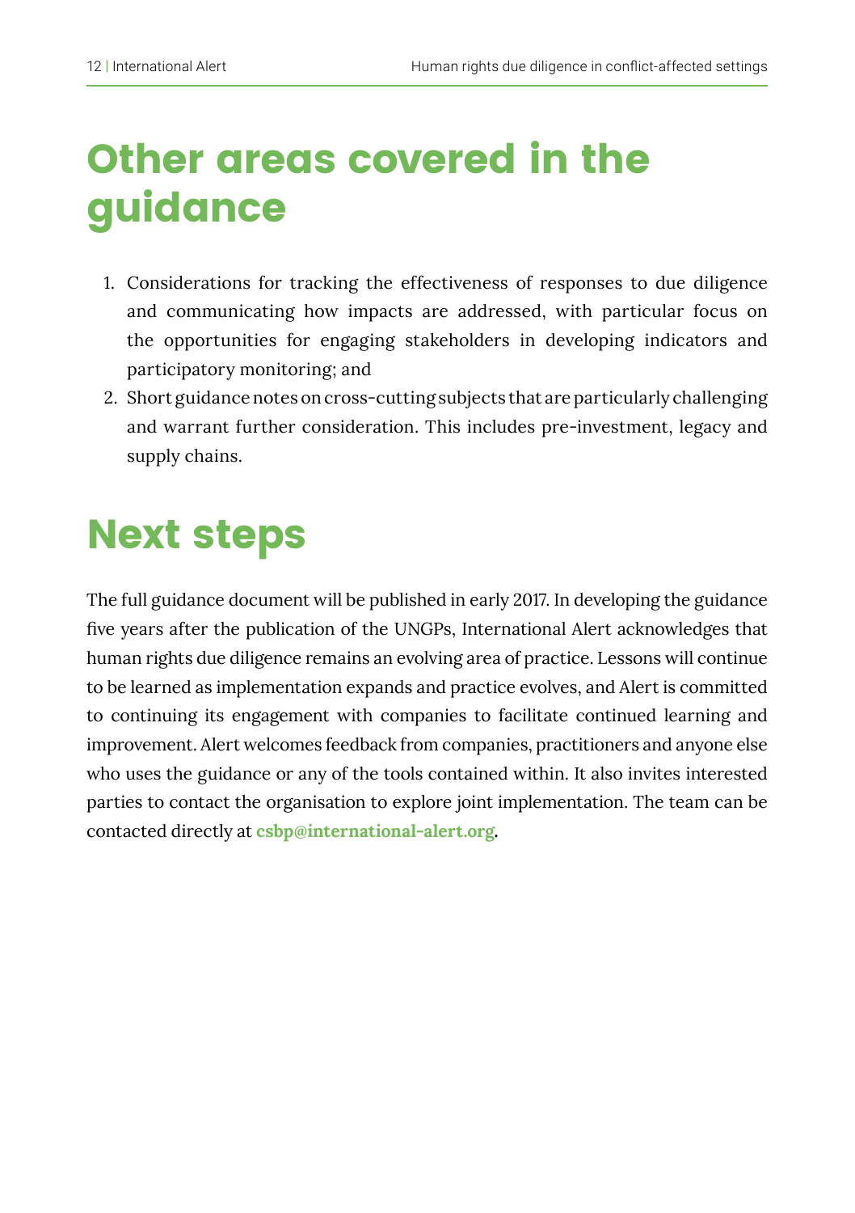# Other areas covered in the guidance

1. Considerations for tracking the effectiveness of responses to due diligence and communicating how impacts are addressed, with particular focus on the opportunities for engaging stakeholders in developing indicators and participatory monitoring; and
2. Short guidance notes on cross-cutting subjects that are particularly challenging and warrant further consideration. This includes pre-investment, legacy and supply chains.

# Next steps

The full guidance document will be published in early 2017. In developing the guidance five years after the publication of the UNGPs, International Alert acknowledges that human rights due diligence remains an evolving area of practice. Lessons will continue to be learned as implementation expands and practice evolves, and Alert is committed to continuing its engagement with companies to facilitate continued learning and improvement. Alert welcomes feedback from companies, practitioners and anyone else who uses the guidance or any of the tools contained within. It also invites interested parties to contact the organisation to explore joint implementation. The team can be contacted directly at **csbp@international-alert.org**.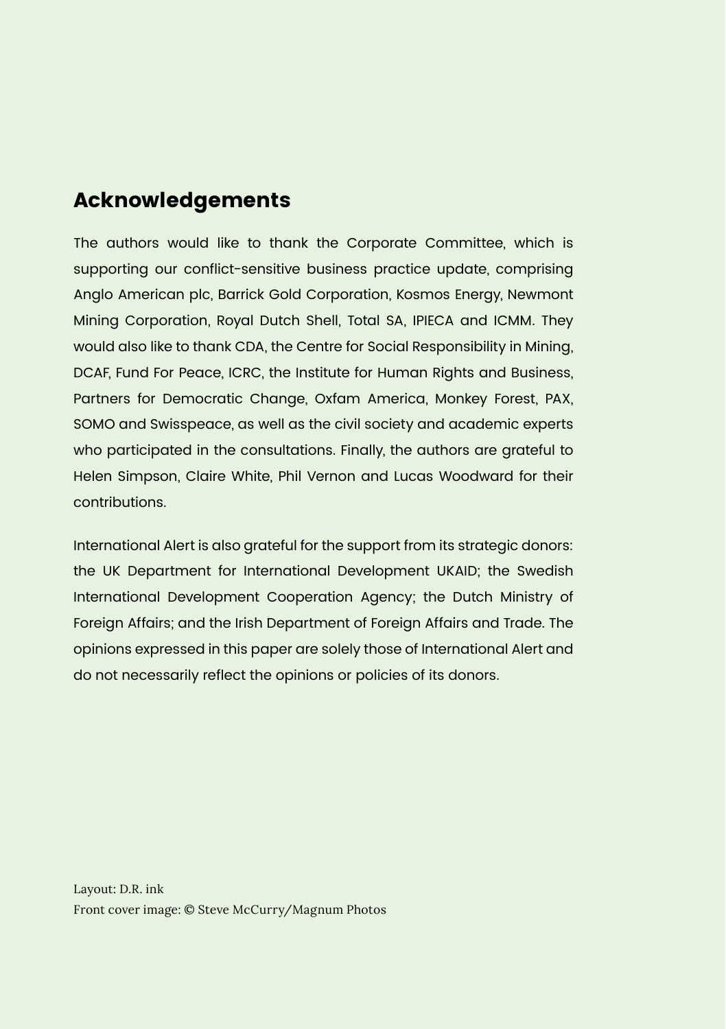## Acknowledgements

The authors would like to thank the Corporate Committee, which is supporting our conflict-sensitive business practice update, comprising Anglo American plc, Barrick Gold Corporation, Kosmos Energy, Newmont Mining Corporation, Royal Dutch Shell, Total SA, IPIECA and ICMM. They would also like to thank CDA, the Centre for Social Responsibility in Mining, DCAF, Fund For Peace, ICRC, the Institute for Human Rights and Business, Partners for Democratic Change, Oxfam America, Monkey Forest, PAX, SOMO and Swisspeace, as well as the civil society and academic experts who participated in the consultations. Finally, the authors are grateful to Helen Simpson, Claire White, Phil Vernon and Lucas Woodward for their contributions.

International Alert is also grateful for the support from its strategic donors: the UK Department for International Development UKAID; the Swedish International Development Cooperation Agency; the Dutch Ministry of Foreign Affairs; and the Irish Department of Foreign Affairs and Trade. The opinions expressed in this paper are solely those of International Alert and do not necessarily reflect the opinions or policies of its donors.

Layout: D.R. ink
Front cover image: © Steve McCurry/Magnum Photos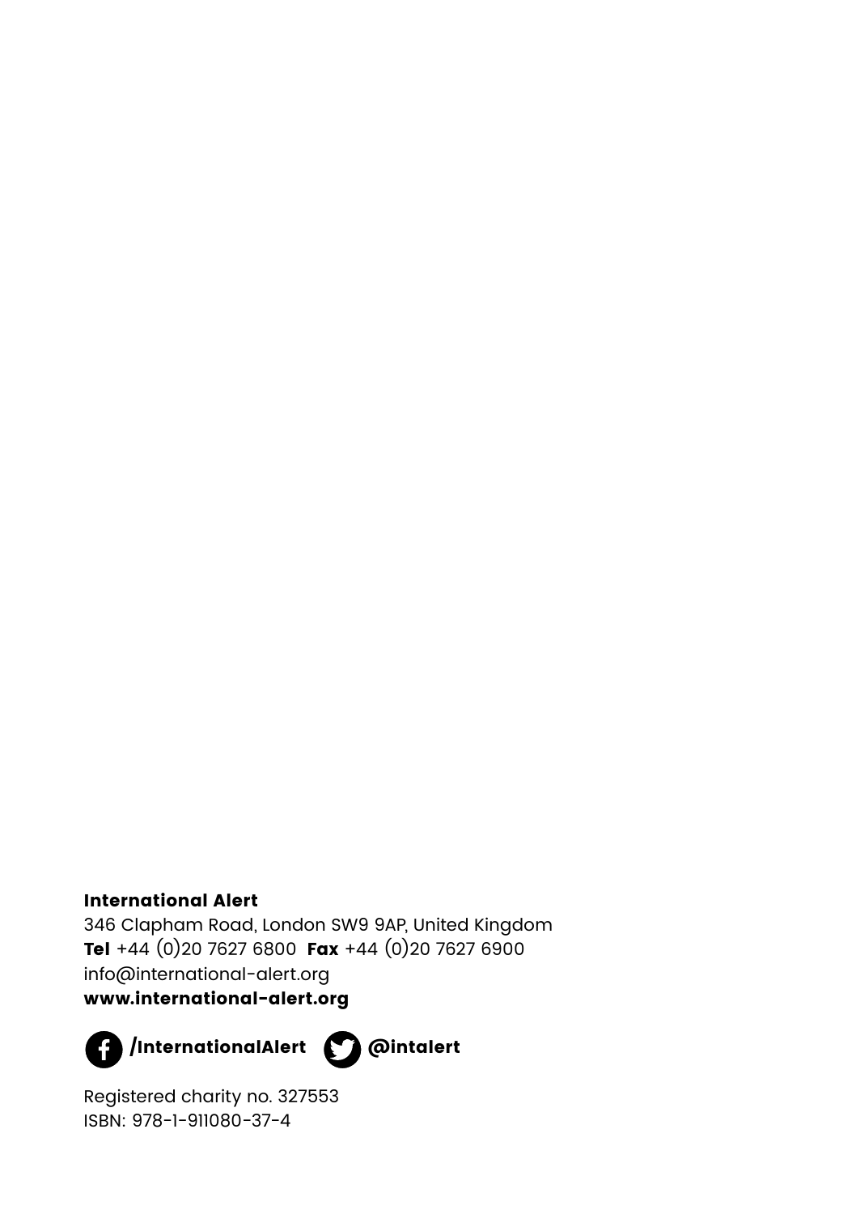**International Alert**
346 Clapham Road, London SW9 9AP, United Kingdom
**Tel** +44 (0)20 7627 6800 **Fax** +44 (0)20 7627 6900
info@international-alert.org
**www.international-alert.org**

**/InternationalAlert** **@intalert**

Registered charity no. 327553
ISBN: 978-1-911080-37-4